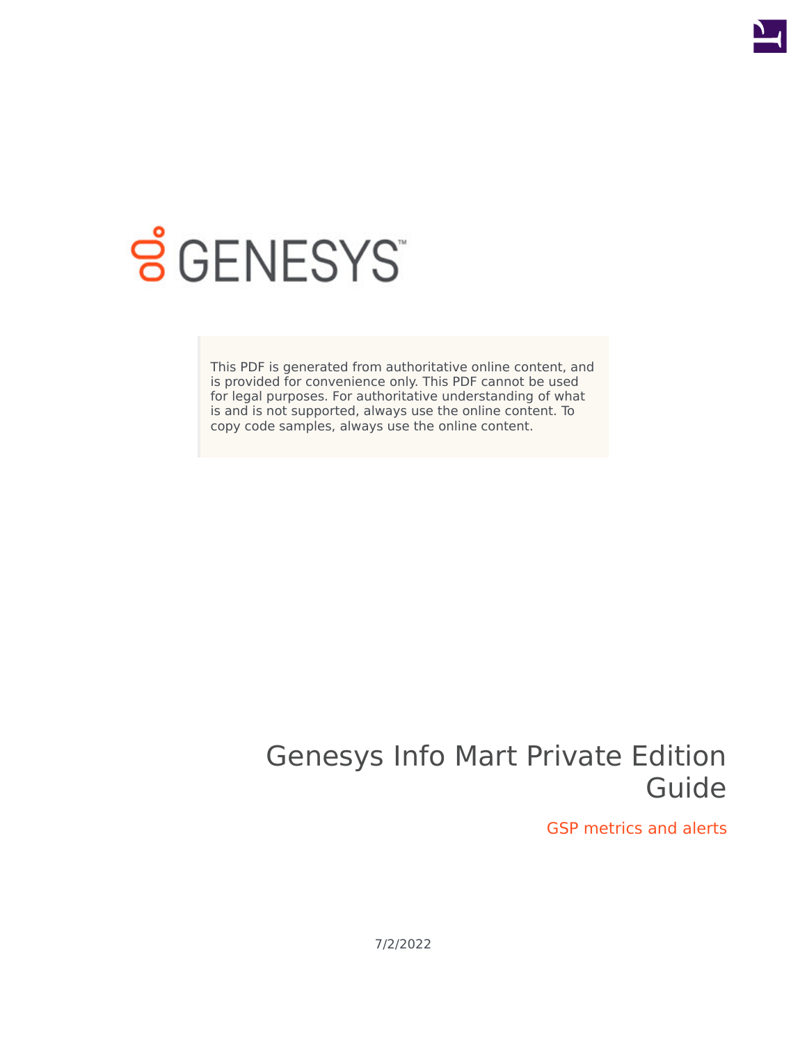GENESYS

This PDF is generated from authoritative online content, and is provided for convenience only. This PDF cannot be used for legal purposes. For authoritative understanding of what is and is not supported, always use the online content. To copy code samples, always use the online content.

# Genesys Info Mart Private Edition Guide

## GSP metrics and alerts

7/2/2022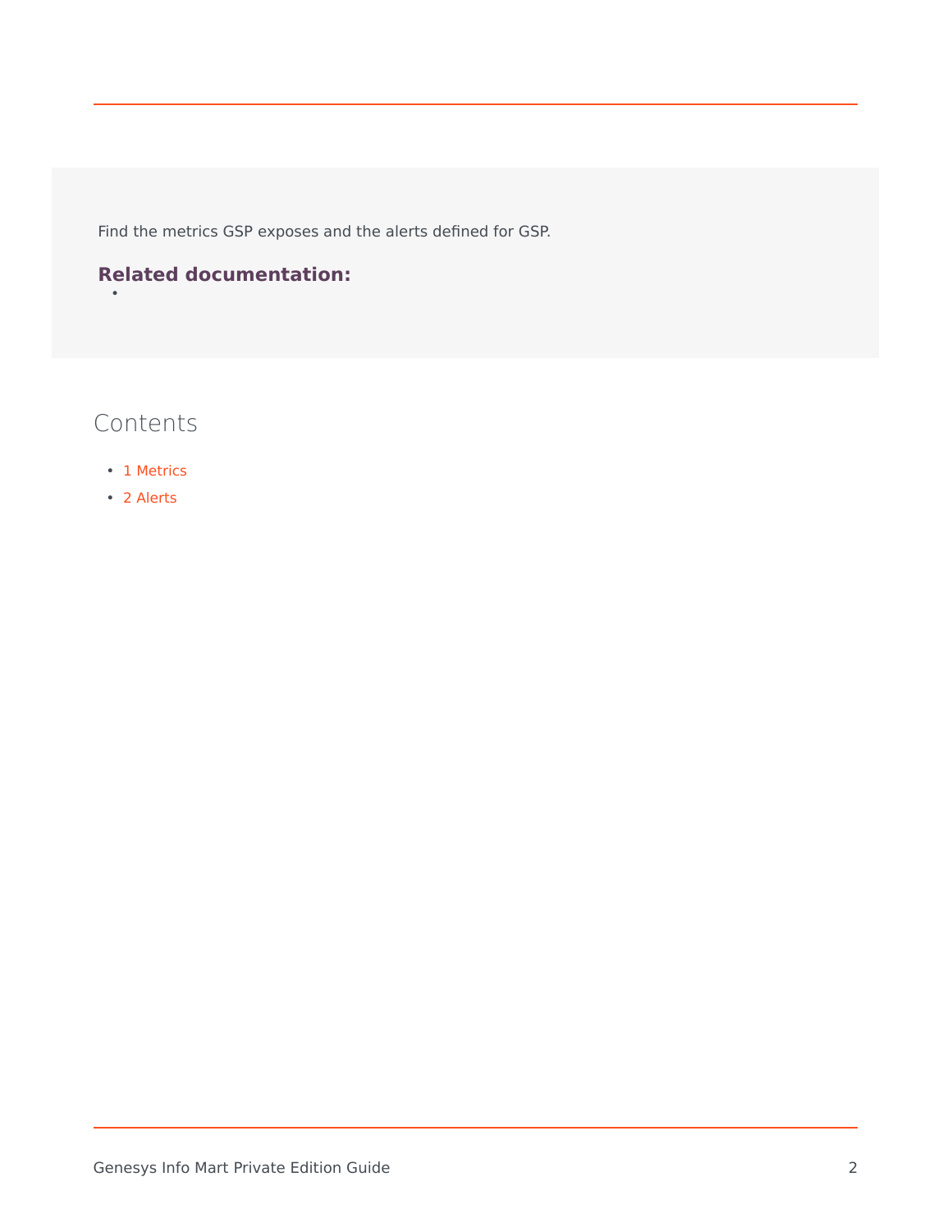Find the metrics GSP exposes and the alerts defined for GSP.

**Related documentation:**

- 

## Contents

- 1 Metrics
- 2 Alerts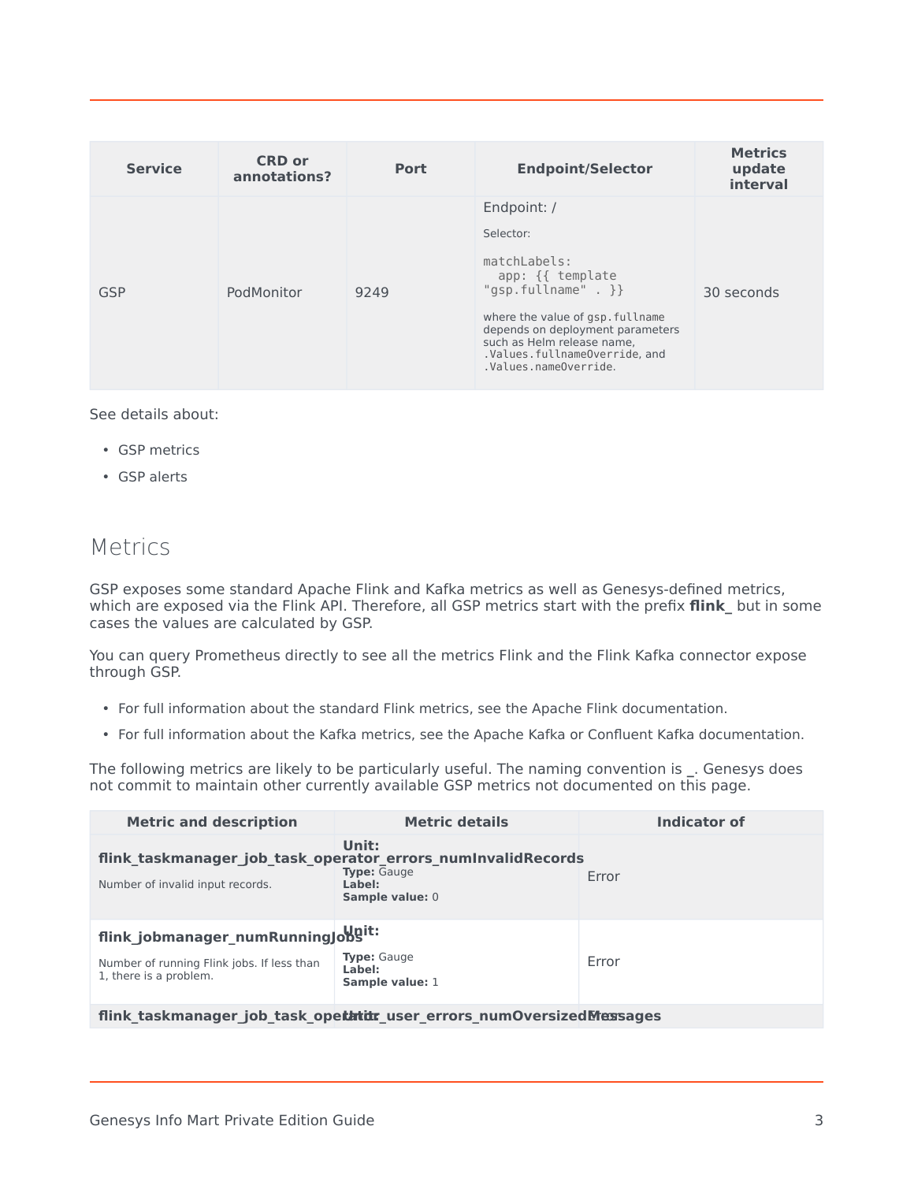| Service | CRD or annotations? | Port | Endpoint/Selector | Metrics update interval |
|---|---|---|---|---|
| GSP | PodMonitor | 9249 | Endpoint: / <br><br> Selector: <br><br> `matchLabels:` <br> `app: {{ template "gsp.fullname" . }}` <br><br> where the value of `gsp.fullname` depends on deployment parameters such as Helm release name, `.Values.fullnameOverride`, and `.Values.nameOverride`. | 30 seconds |

See details about:

- GSP metrics
- GSP alerts

## Metrics

GSP exposes some standard Apache Flink and Kafka metrics as well as Genesys-defined metrics, which are exposed via the Flink API. Therefore, all GSP metrics start with the prefix **flink_** but in some cases the values are calculated by GSP.

You can query Prometheus directly to see all the metrics Flink and the Flink Kafka connector expose through GSP.

- For full information about the standard Flink metrics, see the Apache Flink documentation.
- For full information about the Kafka metrics, see the Apache Kafka or Confluent Kafka documentation.

The following metrics are likely to be particularly useful. The naming convention is _. Genesys does not commit to maintain other currently available GSP metrics not documented on this page.

| Metric and description | Metric details | Indicator of |
|---|---|---|
| **flink_taskmanager_job_task_operator_errors_numInvalidRecords** <br> Number of invalid input records. | **Unit:** <br> **Type:** Gauge <br> **Label:** <br> **Sample value:** 0 | Error |
| **flink_jobmanager_numRunningJobs** <br> Number of running Flink jobs. If less than 1, there is a problem. | **Unit:** <br> **Type:** Gauge <br> **Label:** <br> **Sample value:** 1 | Error |
| **flink_taskmanager_job_task_operator_user_errors_numOversizedMessages** | **Unit:** | Error |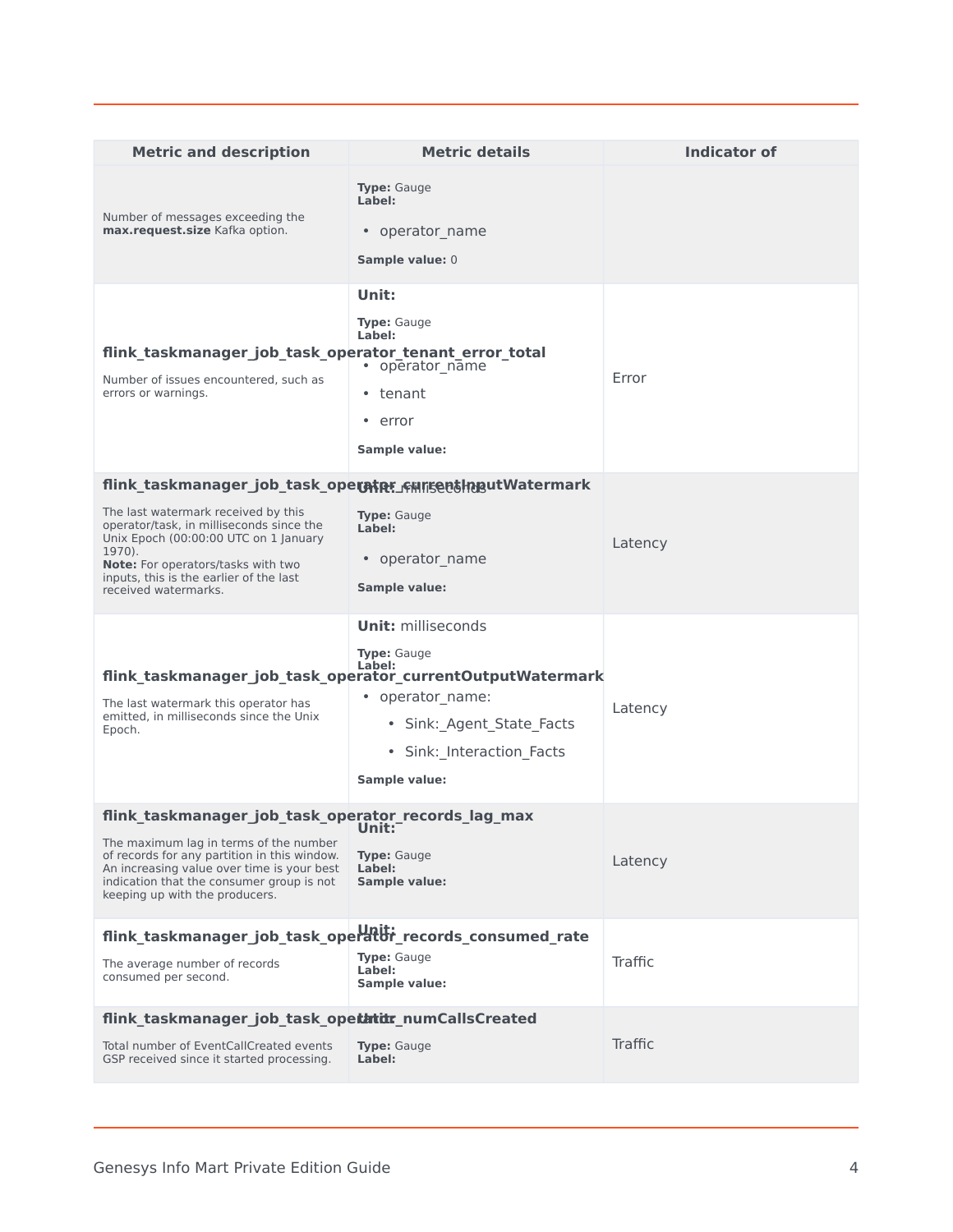| Metric and description | Metric details | Indicator of |
|---|---|---|
| Number of messages exceeding the **max.request.size** Kafka option. | **Type:** Gauge<br>**Label:**<br>• operator_name<br>**Sample value:** 0 | |
| **flink_taskmanager_job_task_operator_tenant_error_total**<br>Number of issues encountered, such as errors or warnings. | **Unit:**<br>**Type:** Gauge<br>**Label:**<br>• operator_name<br>• tenant<br>• error<br>**Sample value:** | Error |
| **flink_taskmanager_job_task_operator_currentInputWatermark**<br>The last watermark received by this operator/task, in milliseconds since the Unix Epoch (00:00:00 UTC on 1 January 1970).<br>**Note:** For operators/tasks with two inputs, this is the earlier of the last received watermarks. | **Unit:** milliseconds<br>**Type:** Gauge<br>**Label:**<br>• operator_name<br>**Sample value:** | Latency |
| **flink_taskmanager_job_task_operator_currentOutputWatermark**<br>The last watermark this operator has emitted, in milliseconds since the Unix Epoch. | **Unit:** milliseconds<br>**Type:** Gauge<br>**Label:**<br>• operator_name:<br>  • Sink:_Agent_State_Facts<br>  • Sink:_Interaction_Facts<br>**Sample value:** | Latency |
| **flink_taskmanager_job_task_operator_records_lag_max**<br>The maximum lag in terms of the number of records for any partition in this window. An increasing value over time is your best indication that the consumer group is not keeping up with the producers. | **Unit:**<br>**Type:** Gauge<br>**Label:**<br>**Sample value:** | Latency |
| **flink_taskmanager_job_task_operator_records_consumed_rate**<br>The average number of records consumed per second. | **Unit:**<br>**Type:** Gauge<br>**Label:**<br>**Sample value:** | Traffic |
| **flink_taskmanager_job_task_operator_numCallsCreated**<br>Total number of EventCallCreated events GSP received since it started processing. | **Unit:**<br>**Type:** Gauge<br>**Label:** | Traffic |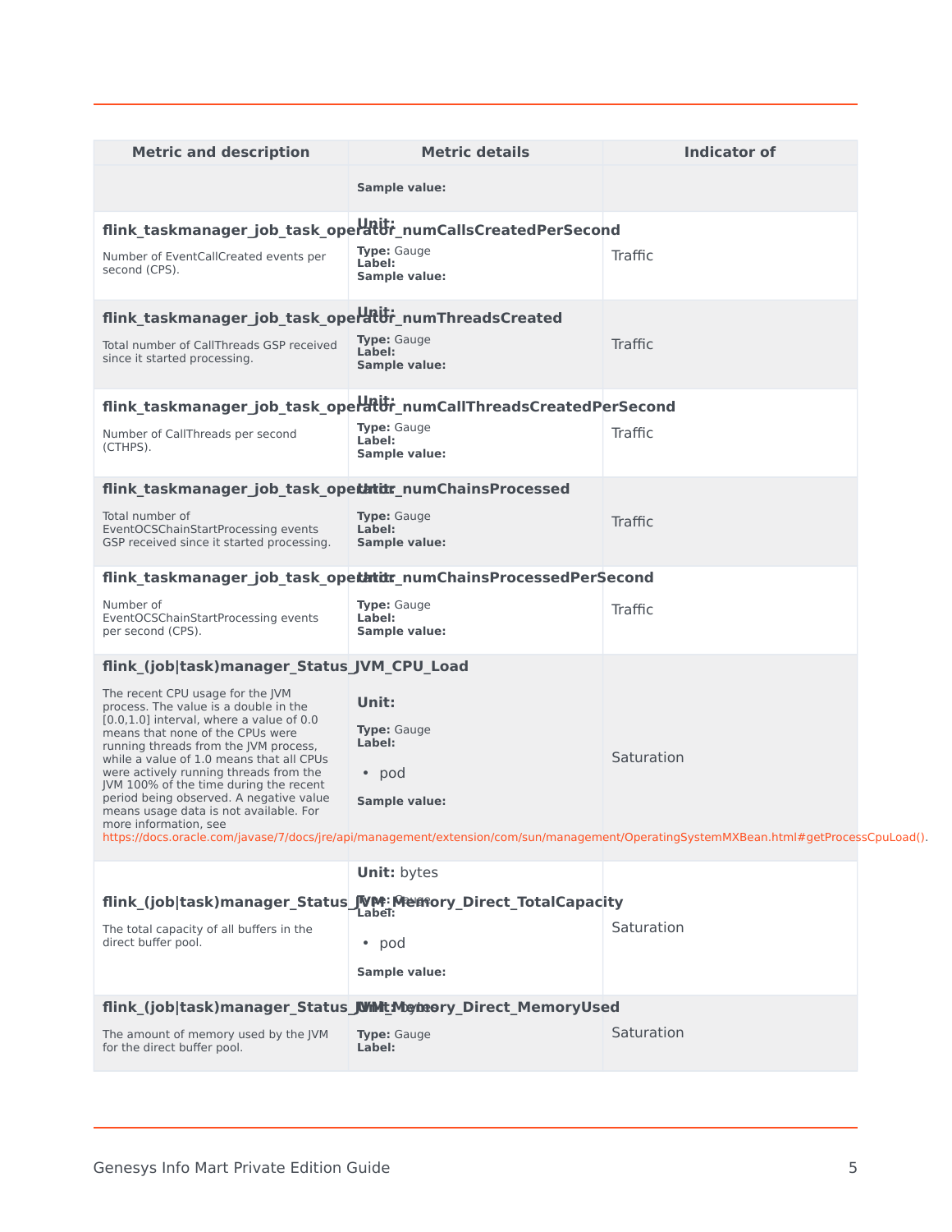| Metric and description | Metric details | Indicator of |
|---|---|---|
| | **Sample value:** | |
| **flink_taskmanager_job_task_operator_numCallsCreatedPerSecond**<br>Number of EventCallCreated events per second (CPS). | **Unit:**<br>**Type:** Gauge<br>**Label:**<br>**Sample value:** | Traffic |
| **flink_taskmanager_job_task_operator_numThreadsCreated**<br>Total number of CallThreads GSP received since it started processing. | **Unit:**<br>**Type:** Gauge<br>**Label:**<br>**Sample value:** | Traffic |
| **flink_taskmanager_job_task_operator_numCallThreadsCreatedPerSecond**<br>Number of CallThreads per second (CTHPS). | **Unit:**<br>**Type:** Gauge<br>**Label:**<br>**Sample value:** | Traffic |
| **flink_taskmanager_job_task_operator_numChainsProcessed**<br>Total number of EventOCSChainStartProcessing events GSP received since it started processing. | **Unit:**<br>**Type:** Gauge<br>**Label:**<br>**Sample value:** | Traffic |
| **flink_taskmanager_job_task_operator_numChainsProcessedPerSecond**<br>Number of EventOCSChainStartProcessing events per second (CPS). | **Unit:**<br>**Type:** Gauge<br>**Label:**<br>**Sample value:** | Traffic |
| **flink_(job\|task)manager_Status_JVM_CPU_Load**<br>The recent CPU usage for the JVM process. The value is a double in the [0.0,1.0] interval, where a value of 0.0 means that none of the CPUs were running threads from the JVM process, while a value of 1.0 means that all CPUs were actively running threads from the JVM 100% of the time during the recent period being observed. A negative value means usage data is not available. For more information, see https://docs.oracle.com/javase/7/docs/jre/api/management/extension/com/sun/management/OperatingSystemMXBean.html#getProcessCpuLoad(). | **Unit:**<br>**Type:** Gauge<br>**Label:**<br>• pod<br>**Sample value:** | Saturation |
| **flink_(job\|task)manager_Status_JVM_Memory_Direct_TotalCapacity**<br>The total capacity of all buffers in the direct buffer pool. | **Unit:** bytes<br>**Type:** Gauge<br>**Label:**<br>• pod<br>**Sample value:** | Saturation |
| **flink_(job\|task)manager_Status_JVM_Memory_Direct_MemoryUsed**<br>The amount of memory used by the JVM for the direct buffer pool. | **Unit:** bytes<br>**Type:** Gauge<br>**Label:** | Saturation |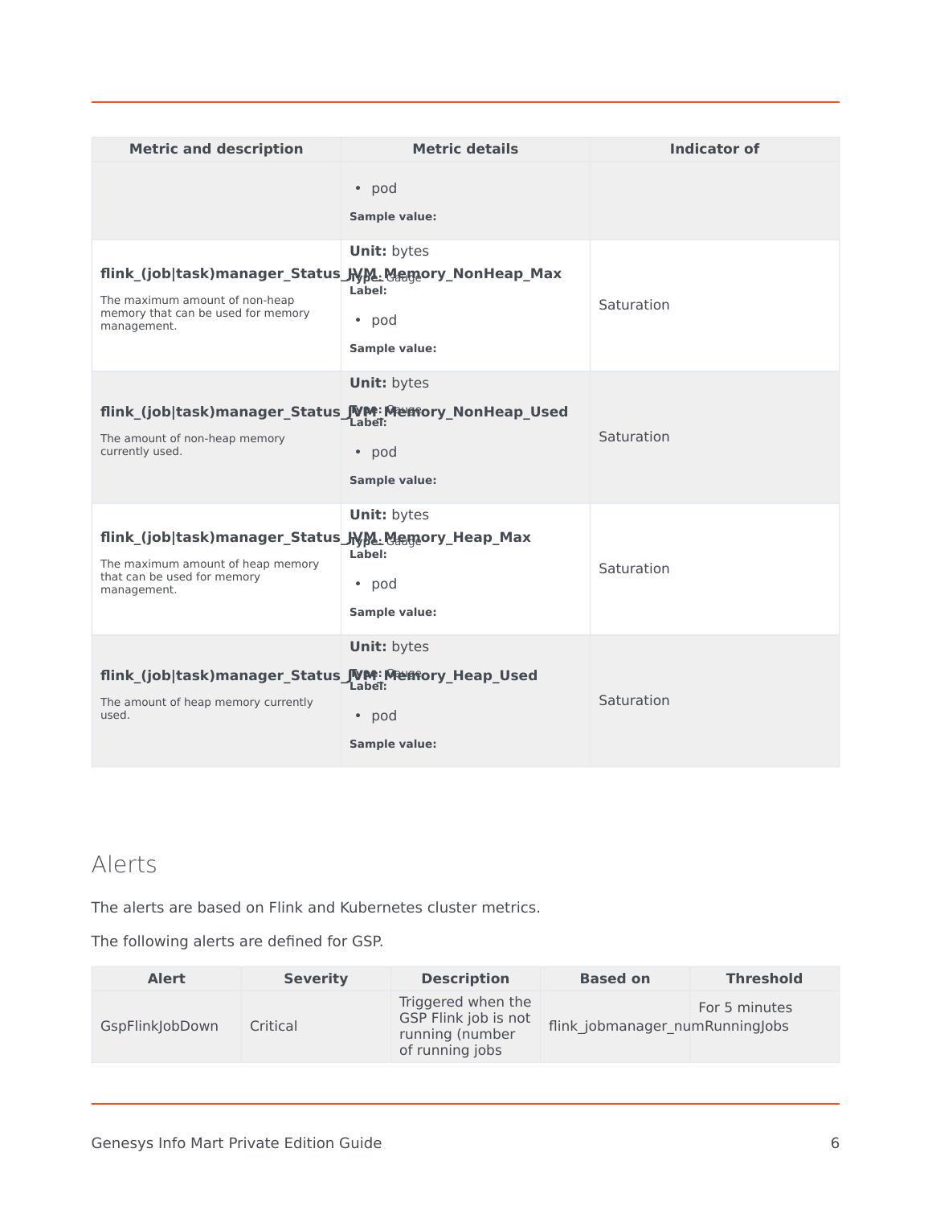| Metric and description | Metric details | Indicator of |
|---|---|---|
| | • pod<br>**Sample value:** | |
| **flink_(job\|task)manager_Status_JVM_Memory_NonHeap_Max**<br>The maximum amount of non-heap memory that can be used for memory management. | **Unit:** bytes<br>**Type:** Gauge<br>**Label:**<br>• pod<br>**Sample value:** | Saturation |
| **flink_(job\|task)manager_Status_JVM_Memory_NonHeap_Used**<br>The amount of non-heap memory currently used. | **Unit:** bytes<br>**Type:** Gauge<br>**Label:**<br>• pod<br>**Sample value:** | Saturation |
| **flink_(job\|task)manager_Status_JVM_Memory_Heap_Max**<br>The maximum amount of heap memory that can be used for memory management. | **Unit:** bytes<br>**Type:** Gauge<br>**Label:**<br>• pod<br>**Sample value:** | Saturation |
| **flink_(job\|task)manager_Status_JVM_Memory_Heap_Used**<br>The amount of heap memory currently used. | **Unit:** bytes<br>**Type:** Gauge<br>**Label:**<br>• pod<br>**Sample value:** | Saturation |

## Alerts

The alerts are based on Flink and Kubernetes cluster metrics.

The following alerts are defined for GSP.

| Alert | Severity | Description | Based on | Threshold |
|---|---|---|---|---|
| GspFlinkJobDown | Critical | Triggered when the GSP Flink job is not running (number of running jobs | flink_jobmanager_numRunningJobs | For 5 minutes |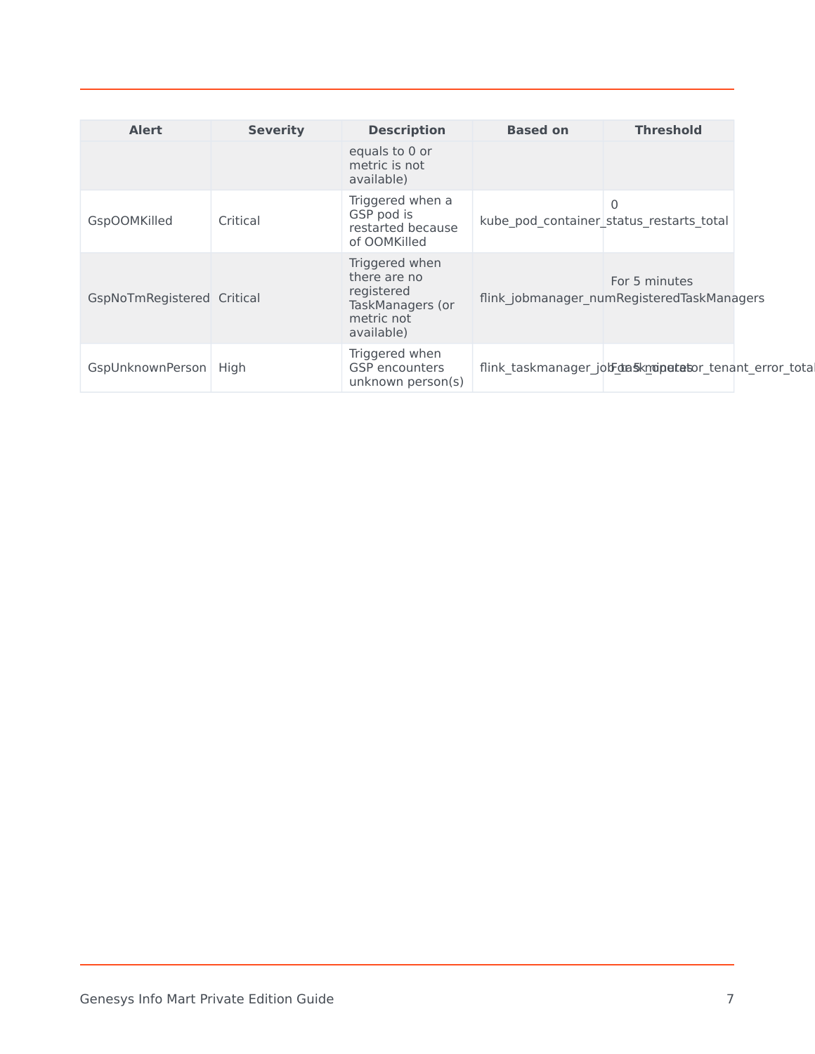| Alert | Severity | Description | Based on | Threshold |
| --- | --- | --- | --- | --- |
| | | equals to 0 or metric is not available) | | |
| GspOOMKilled | Critical | Triggered when a GSP pod is restarted because of OOMKilled | kube_pod_container_status_restarts_total | 0 |
| GspNoTmRegistered | Critical | Triggered when there are no registered TaskManagers (or metric not available) | flink_jobmanager_numRegisteredTaskManagers | For 5 minutes |
| GspUnknownPerson | High | Triggered when GSP encounters unknown person(s) | flink_taskmanager_job_task_operator_tenant_error_total | For 5 minutes |